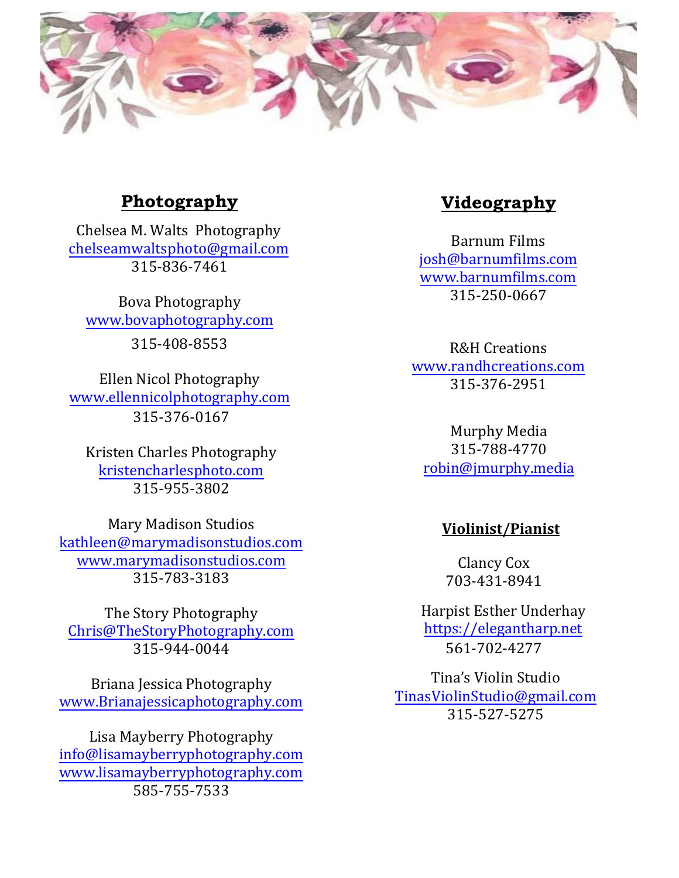## Photography

Chelsea M. Walts Photography
chelseamwaltsphoto@gmail.com
315-836-7461

Bova Photography
www.bovaphotography.com
315-408-8553

Ellen Nicol Photography
www.ellennicolphotography.com
315-376-0167

Kristen Charles Photography
kristencharlesphoto.com
315-955-3802

Mary Madison Studios
kathleen@marymadisonstudios.com
www.marymadisonstudios.com
315-783-3183

The Story Photography
Chris@TheStoryPhotography.com
315-944-0044

Briana Jessica Photography
www.Brianajessicaphotography.com

Lisa Mayberry Photography
info@lisamayberryphotography.com
www.lisamayberryphotography.com
585-755-7533

## Videography

Barnum Films
josh@barnumfilms.com
www.barnumfilms.com
315-250-0667

R&H Creations
www.randhcreations.com
315-376-2951

Murphy Media
315-788-4770
robin@jmurphy.media

### Violinist/Pianist

Clancy Cox
703-431-8941

Harpist Esther Underhay
https://elegantharp.net
561-702-4277

Tina's Violin Studio
TinasViolinStudio@gmail.com
315-527-5275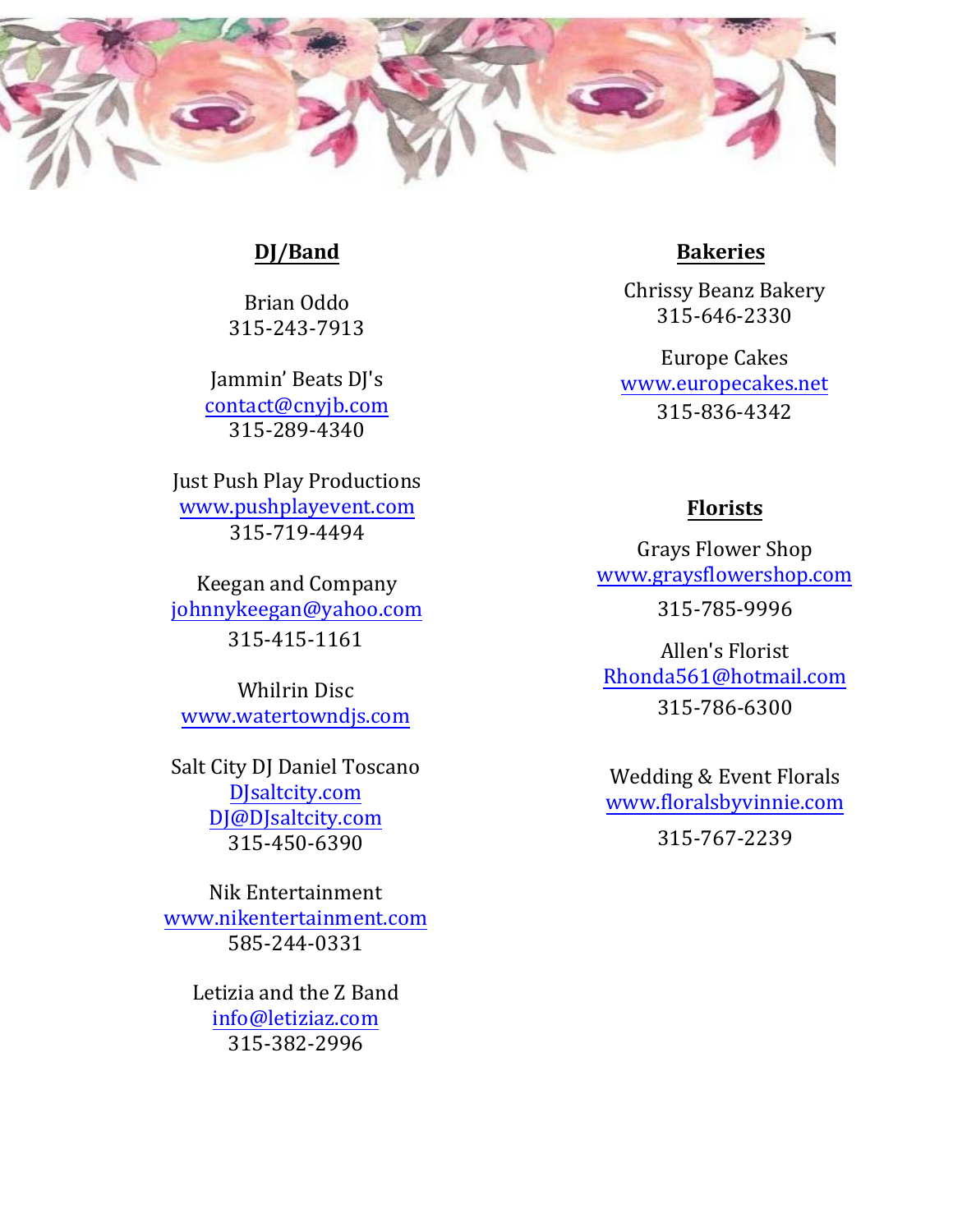## DJ/Band

Brian Oddo
315-243-7913

Jammin' Beats DJ's
contact@cnyjb.com
315-289-4340

Just Push Play Productions
www.pushplayevent.com
315-719-4494

Keegan and Company
johnnykeegan@yahoo.com
315-415-1161

Whilrin Disc
www.watertowndjs.com

Salt City DJ Daniel Toscano
DJsaltcity.com
DJ@DJsaltcity.com
315-450-6390

Nik Entertainment
www.nikentertainment.com
585-244-0331

Letizia and the Z Band
info@letiziaz.com
315-382-2996

## Bakeries

Chrissy Beanz Bakery
315-646-2330

Europe Cakes
www.europecakes.net
315-836-4342

## Florists

Grays Flower Shop
www.graysflowershop.com
315-785-9996

Allen's Florist
Rhonda561@hotmail.com
315-786-6300

Wedding & Event Florals
www.floralsbyvinnie.com
315-767-2239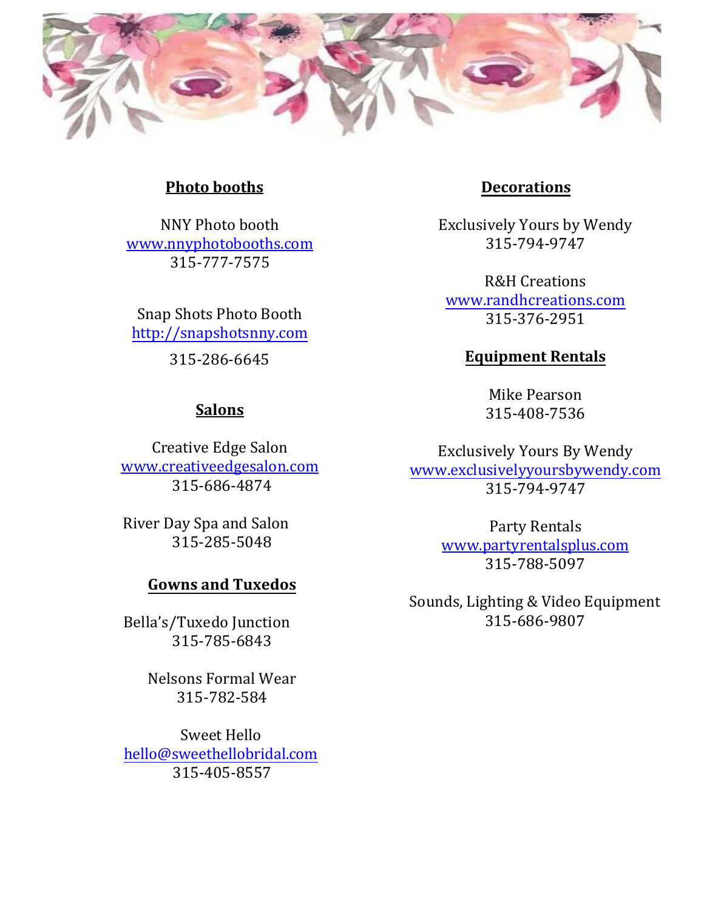## Photo booths

NNY Photo booth
www.nnyphotobooths.com
315-777-7575

Snap Shots Photo Booth
http://snapshotsnny.com
315-286-6645

## Salons

Creative Edge Salon
www.creativeedgesalon.com
315-686-4874

River Day Spa and Salon
315-285-5048

## Gowns and Tuxedos

Bella's/Tuxedo Junction
315-785-6843

Nelsons Formal Wear
315-782-584

Sweet Hello
hello@sweethellobridal.com
315-405-8557

## Decorations

Exclusively Yours by Wendy
315-794-9747

R&H Creations
www.randhcreations.com
315-376-2951

## Equipment Rentals

Mike Pearson
315-408-7536

Exclusively Yours By Wendy
www.exclusivelyyoursbywendy.com
315-794-9747

Party Rentals
www.partyrentalsplus.com
315-788-5097

Sounds, Lighting & Video Equipment
315-686-9807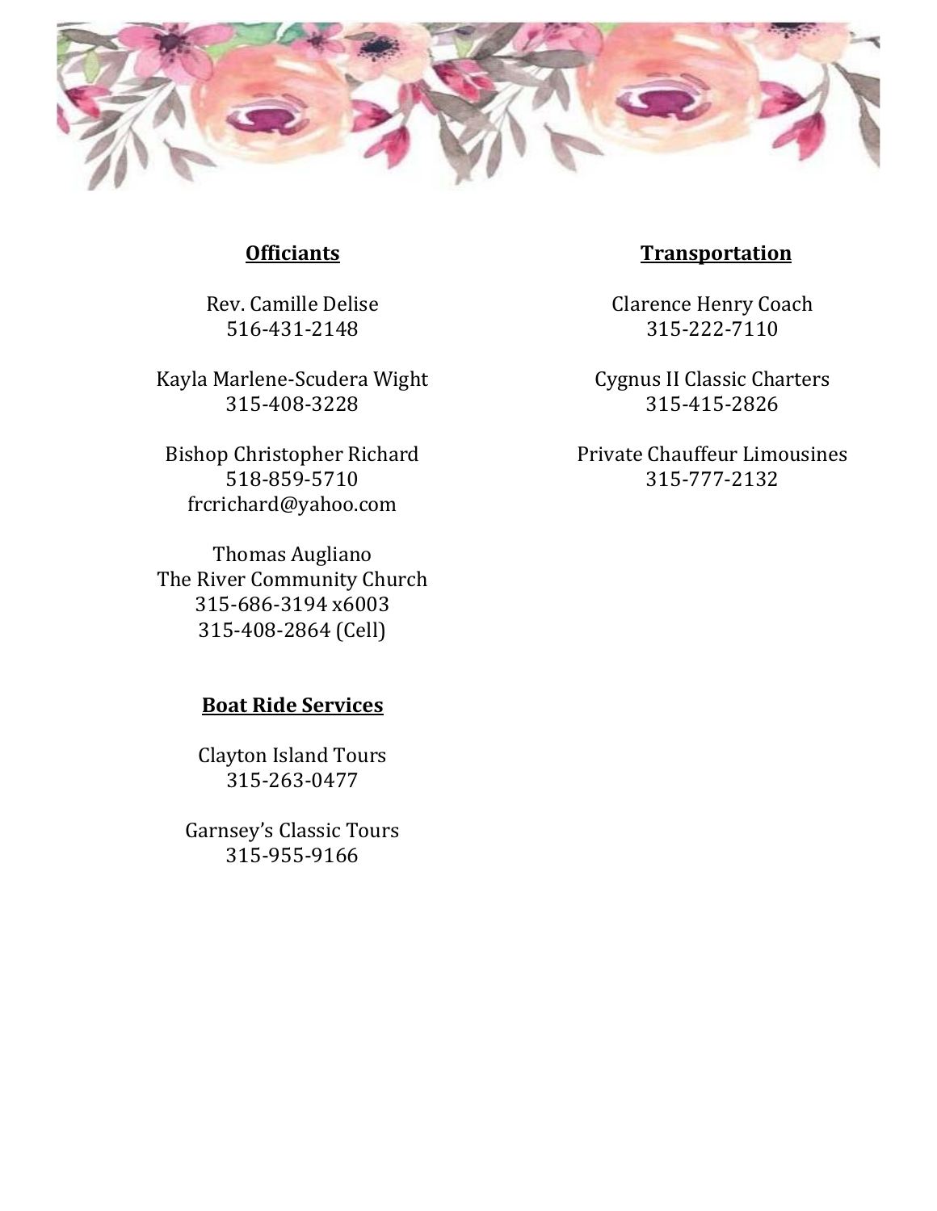**Officiants**

Rev. Camille Delise
516-431-2148

Kayla Marlene-Scudera Wight
315-408-3228

Bishop Christopher Richard
518-859-5710
frcrichard@yahoo.com

Thomas Augliano
The River Community Church
315-686-3194 x6003
315-408-2864 (Cell)

**Boat Ride Services**

Clayton Island Tours
315-263-0477

Garnsey's Classic Tours
315-955-9166

**Transportation**

Clarence Henry Coach
315-222-7110

Cygnus II Classic Charters
315-415-2826

Private Chauffeur Limousines
315-777-2132